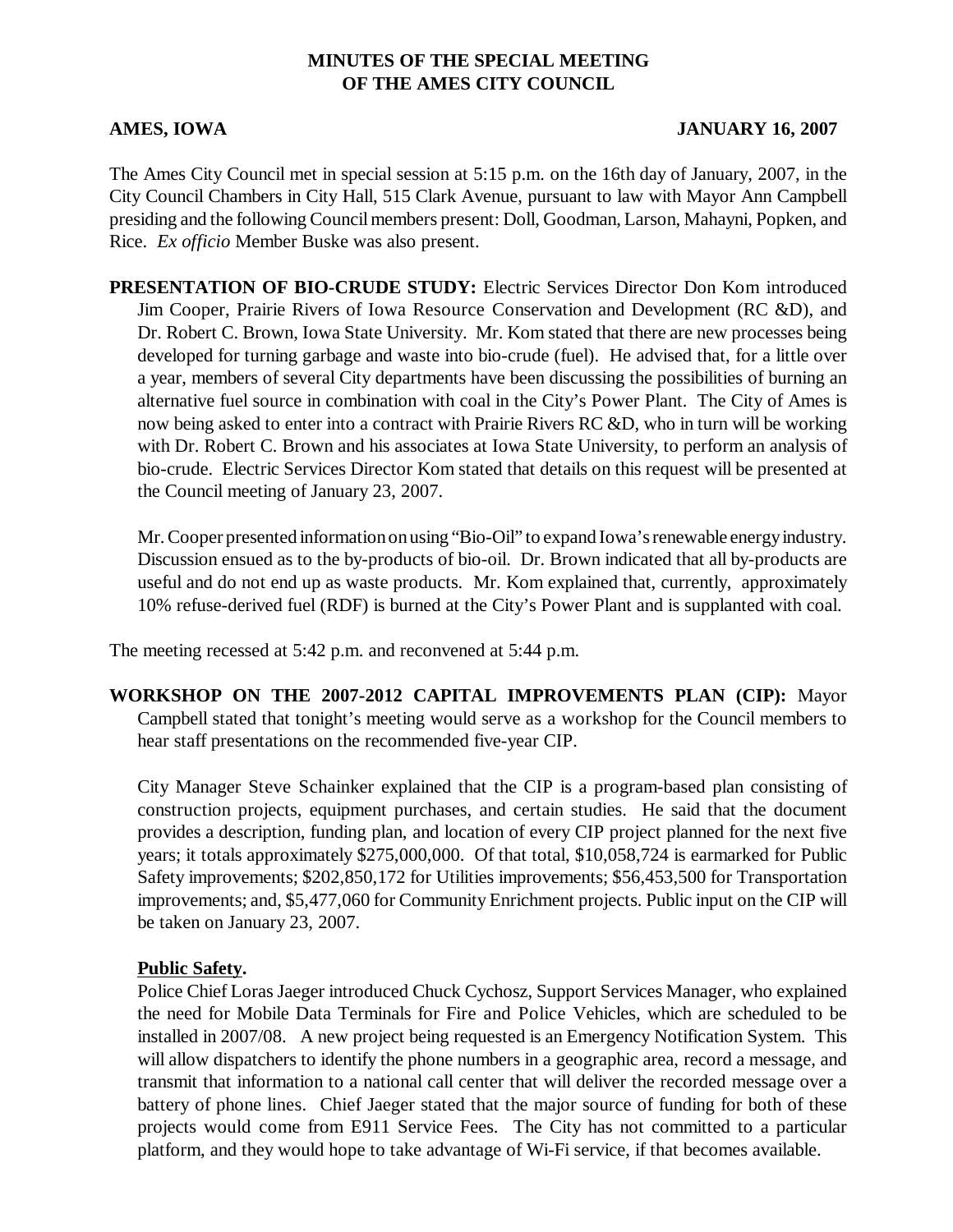# MINUTES OF THE SPECIAL MEETING OF THE AMES CITY COUNCIL

**AMES, IOWA** **JANUARY 16, 2007**

The Ames City Council met in special session at 5:15 p.m. on the 16th day of January, 2007, in the City Council Chambers in City Hall, 515 Clark Avenue, pursuant to law with Mayor Ann Campbell presiding and the following Council members present: Doll, Goodman, Larson, Mahayni, Popken, and Rice. *Ex officio* Member Buske was also present.

**PRESENTATION OF BIO-CRUDE STUDY:** Electric Services Director Don Kom introduced Jim Cooper, Prairie Rivers of Iowa Resource Conservation and Development (RC &D), and Dr. Robert C. Brown, Iowa State University. Mr. Kom stated that there are new processes being developed for turning garbage and waste into bio-crude (fuel). He advised that, for a little over a year, members of several City departments have been discussing the possibilities of burning an alternative fuel source in combination with coal in the City's Power Plant. The City of Ames is now being asked to enter into a contract with Prairie Rivers RC &D, who in turn will be working with Dr. Robert C. Brown and his associates at Iowa State University, to perform an analysis of bio-crude. Electric Services Director Kom stated that details on this request will be presented at the Council meeting of January 23, 2007.

Mr. Cooper presented information on using "Bio-Oil" to expand Iowa's renewable energy industry. Discussion ensued as to the by-products of bio-oil. Dr. Brown indicated that all by-products are useful and do not end up as waste products. Mr. Kom explained that, currently, approximately 10% refuse-derived fuel (RDF) is burned at the City's Power Plant and is supplanted with coal.

The meeting recessed at 5:42 p.m. and reconvened at 5:44 p.m.

**WORKSHOP ON THE 2007-2012 CAPITAL IMPROVEMENTS PLAN (CIP):** Mayor Campbell stated that tonight's meeting would serve as a workshop for the Council members to hear staff presentations on the recommended five-year CIP.

City Manager Steve Schainker explained that the CIP is a program-based plan consisting of construction projects, equipment purchases, and certain studies. He said that the document provides a description, funding plan, and location of every CIP project planned for the next five years; it totals approximately $275,000,000. Of that total, $10,058,724 is earmarked for Public Safety improvements; $202,850,172 for Utilities improvements; $56,453,500 for Transportation improvements; and, $5,477,060 for Community Enrichment projects. Public input on the CIP will be taken on January 23, 2007.

**Public Safety.**

Police Chief Loras Jaeger introduced Chuck Cychosz, Support Services Manager, who explained the need for Mobile Data Terminals for Fire and Police Vehicles, which are scheduled to be installed in 2007/08. A new project being requested is an Emergency Notification System. This will allow dispatchers to identify the phone numbers in a geographic area, record a message, and transmit that information to a national call center that will deliver the recorded message over a battery of phone lines. Chief Jaeger stated that the major source of funding for both of these projects would come from E911 Service Fees. The City has not committed to a particular platform, and they would hope to take advantage of Wi-Fi service, if that becomes available.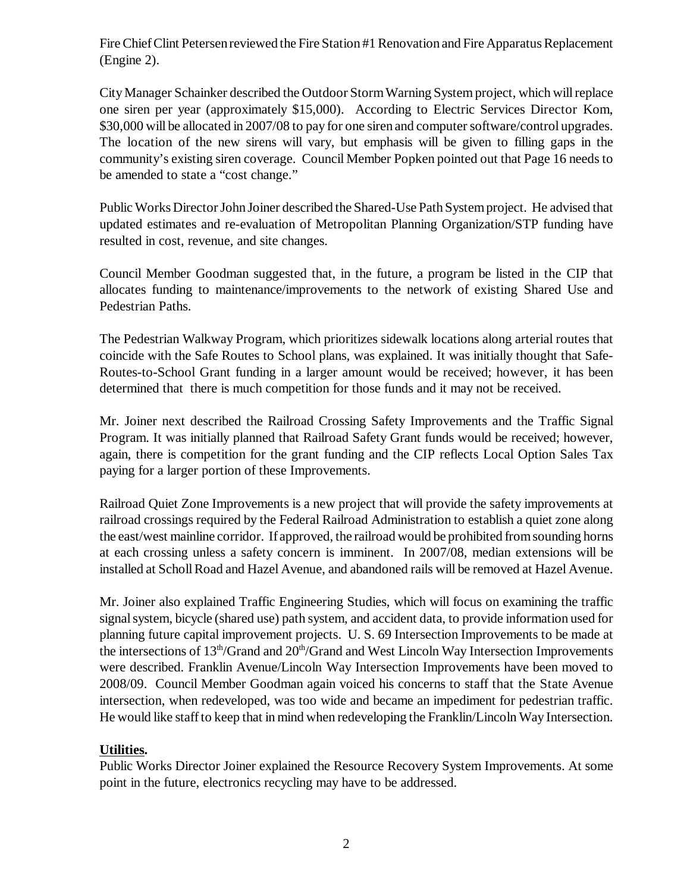Fire Chief Clint Petersen reviewed the Fire Station #1 Renovation and Fire Apparatus Replacement (Engine 2).

City Manager Schainker described the Outdoor Storm Warning System project, which will replace one siren per year (approximately $15,000). According to Electric Services Director Kom, $30,000 will be allocated in 2007/08 to pay for one siren and computer software/control upgrades. The location of the new sirens will vary, but emphasis will be given to filling gaps in the community's existing siren coverage. Council Member Popken pointed out that Page 16 needs to be amended to state a "cost change."

Public Works Director John Joiner described the Shared-Use Path System project. He advised that updated estimates and re-evaluation of Metropolitan Planning Organization/STP funding have resulted in cost, revenue, and site changes.

Council Member Goodman suggested that, in the future, a program be listed in the CIP that allocates funding to maintenance/improvements to the network of existing Shared Use and Pedestrian Paths.

The Pedestrian Walkway Program, which prioritizes sidewalk locations along arterial routes that coincide with the Safe Routes to School plans, was explained. It was initially thought that Safe-Routes-to-School Grant funding in a larger amount would be received; however, it has been determined that there is much competition for those funds and it may not be received.

Mr. Joiner next described the Railroad Crossing Safety Improvements and the Traffic Signal Program. It was initially planned that Railroad Safety Grant funds would be received; however, again, there is competition for the grant funding and the CIP reflects Local Option Sales Tax paying for a larger portion of these Improvements.

Railroad Quiet Zone Improvements is a new project that will provide the safety improvements at railroad crossings required by the Federal Railroad Administration to establish a quiet zone along the east/west mainline corridor. If approved, the railroad would be prohibited from sounding horns at each crossing unless a safety concern is imminent. In 2007/08, median extensions will be installed at Scholl Road and Hazel Avenue, and abandoned rails will be removed at Hazel Avenue.

Mr. Joiner also explained Traffic Engineering Studies, which will focus on examining the traffic signal system, bicycle (shared use) path system, and accident data, to provide information used for planning future capital improvement projects. U. S. 69 Intersection Improvements to be made at the intersections of 13th/Grand and 20th/Grand and West Lincoln Way Intersection Improvements were described. Franklin Avenue/Lincoln Way Intersection Improvements have been moved to 2008/09. Council Member Goodman again voiced his concerns to staff that the State Avenue intersection, when redeveloped, was too wide and became an impediment for pedestrian traffic. He would like staff to keep that in mind when redeveloping the Franklin/Lincoln Way Intersection.

**Utilities.**

Public Works Director Joiner explained the Resource Recovery System Improvements. At some point in the future, electronics recycling may have to be addressed.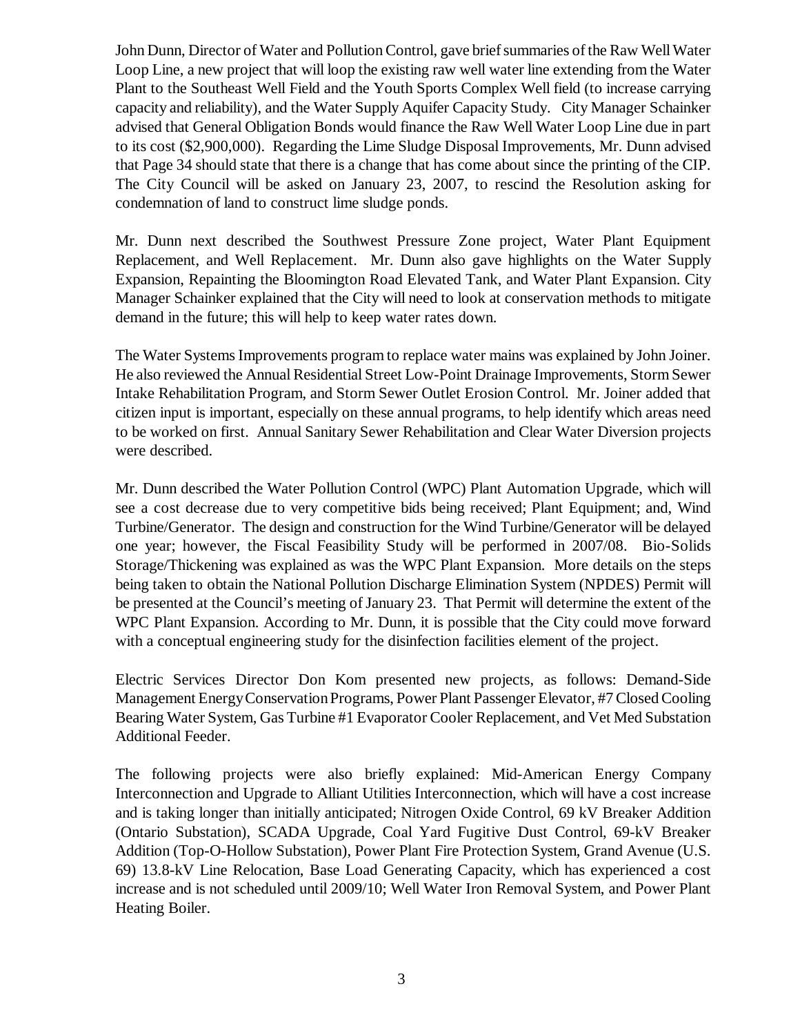John Dunn, Director of Water and Pollution Control, gave brief summaries of the Raw Well Water Loop Line, a new project that will loop the existing raw well water line extending from the Water Plant to the Southeast Well Field and the Youth Sports Complex Well field (to increase carrying capacity and reliability), and the Water Supply Aquifer Capacity Study. City Manager Schainker advised that General Obligation Bonds would finance the Raw Well Water Loop Line due in part to its cost ($2,900,000). Regarding the Lime Sludge Disposal Improvements, Mr. Dunn advised that Page 34 should state that there is a change that has come about since the printing of the CIP. The City Council will be asked on January 23, 2007, to rescind the Resolution asking for condemnation of land to construct lime sludge ponds.

Mr. Dunn next described the Southwest Pressure Zone project, Water Plant Equipment Replacement, and Well Replacement. Mr. Dunn also gave highlights on the Water Supply Expansion, Repainting the Bloomington Road Elevated Tank, and Water Plant Expansion. City Manager Schainker explained that the City will need to look at conservation methods to mitigate demand in the future; this will help to keep water rates down.

The Water Systems Improvements program to replace water mains was explained by John Joiner. He also reviewed the Annual Residential Street Low-Point Drainage Improvements, Storm Sewer Intake Rehabilitation Program, and Storm Sewer Outlet Erosion Control. Mr. Joiner added that citizen input is important, especially on these annual programs, to help identify which areas need to be worked on first. Annual Sanitary Sewer Rehabilitation and Clear Water Diversion projects were described.

Mr. Dunn described the Water Pollution Control (WPC) Plant Automation Upgrade, which will see a cost decrease due to very competitive bids being received; Plant Equipment; and, Wind Turbine/Generator. The design and construction for the Wind Turbine/Generator will be delayed one year; however, the Fiscal Feasibility Study will be performed in 2007/08. Bio-Solids Storage/Thickening was explained as was the WPC Plant Expansion. More details on the steps being taken to obtain the National Pollution Discharge Elimination System (NPDES) Permit will be presented at the Council's meeting of January 23. That Permit will determine the extent of the WPC Plant Expansion. According to Mr. Dunn, it is possible that the City could move forward with a conceptual engineering study for the disinfection facilities element of the project.

Electric Services Director Don Kom presented new projects, as follows: Demand-Side Management Energy Conservation Programs, Power Plant Passenger Elevator, #7 Closed Cooling Bearing Water System, Gas Turbine #1 Evaporator Cooler Replacement, and Vet Med Substation Additional Feeder.

The following projects were also briefly explained: Mid-American Energy Company Interconnection and Upgrade to Alliant Utilities Interconnection, which will have a cost increase and is taking longer than initially anticipated; Nitrogen Oxide Control, 69 kV Breaker Addition (Ontario Substation), SCADA Upgrade, Coal Yard Fugitive Dust Control, 69-kV Breaker Addition (Top-O-Hollow Substation), Power Plant Fire Protection System, Grand Avenue (U.S. 69) 13.8-kV Line Relocation, Base Load Generating Capacity, which has experienced a cost increase and is not scheduled until 2009/10; Well Water Iron Removal System, and Power Plant Heating Boiler.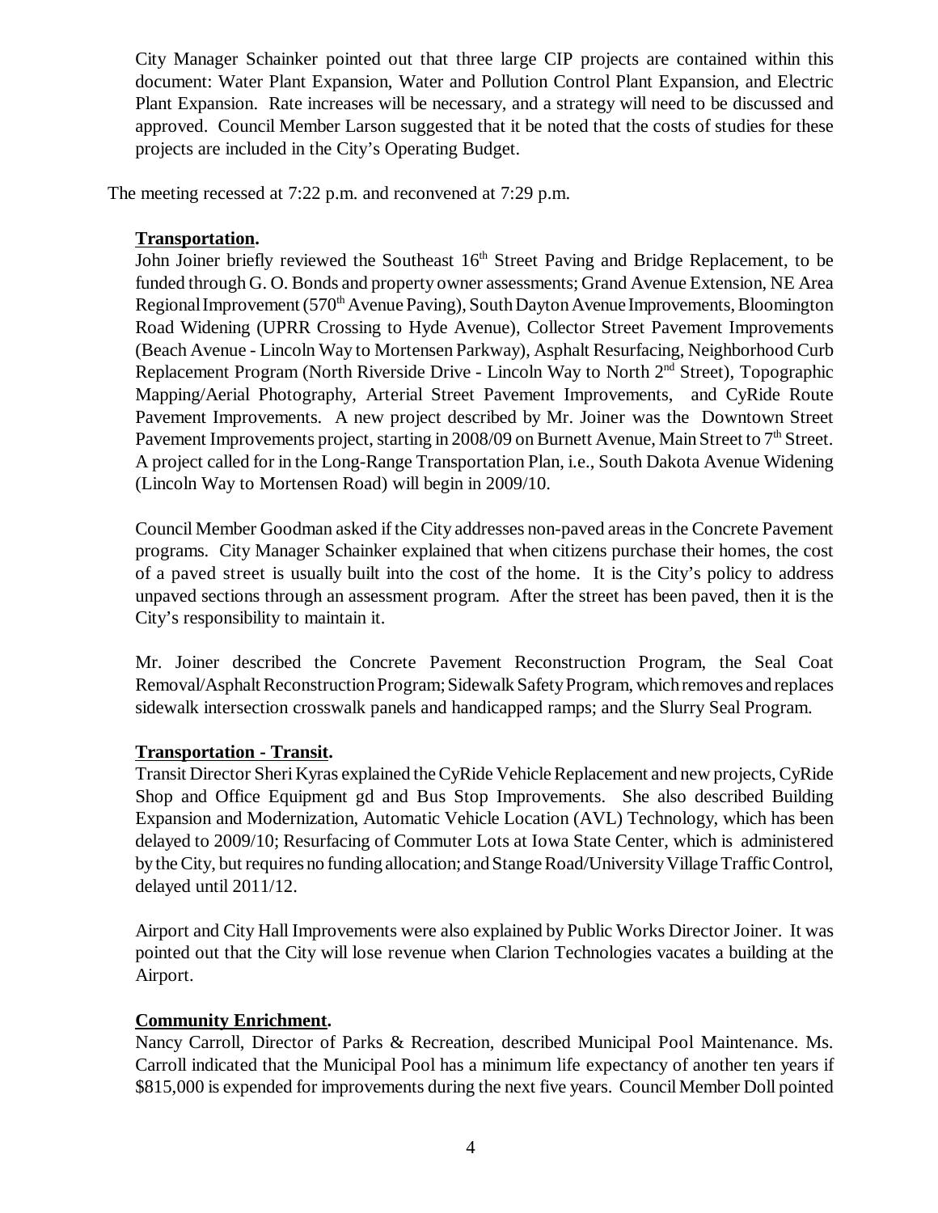City Manager Schainker pointed out that three large CIP projects are contained within this document: Water Plant Expansion, Water and Pollution Control Plant Expansion, and Electric Plant Expansion. Rate increases will be necessary, and a strategy will need to be discussed and approved. Council Member Larson suggested that it be noted that the costs of studies for these projects are included in the City's Operating Budget.

The meeting recessed at 7:22 p.m. and reconvened at 7:29 p.m.

**Transportation.**

John Joiner briefly reviewed the Southeast 16th Street Paving and Bridge Replacement, to be funded through G. O. Bonds and property owner assessments; Grand Avenue Extension, NE Area Regional Improvement (570th Avenue Paving), South Dayton Avenue Improvements, Bloomington Road Widening (UPRR Crossing to Hyde Avenue), Collector Street Pavement Improvements (Beach Avenue - Lincoln Way to Mortensen Parkway), Asphalt Resurfacing, Neighborhood Curb Replacement Program (North Riverside Drive - Lincoln Way to North 2nd Street), Topographic Mapping/Aerial Photography, Arterial Street Pavement Improvements, and CyRide Route Pavement Improvements. A new project described by Mr. Joiner was the Downtown Street Pavement Improvements project, starting in 2008/09 on Burnett Avenue, Main Street to 7th Street. A project called for in the Long-Range Transportation Plan, i.e., South Dakota Avenue Widening (Lincoln Way to Mortensen Road) will begin in 2009/10.

Council Member Goodman asked if the City addresses non-paved areas in the Concrete Pavement programs. City Manager Schainker explained that when citizens purchase their homes, the cost of a paved street is usually built into the cost of the home. It is the City's policy to address unpaved sections through an assessment program. After the street has been paved, then it is the City's responsibility to maintain it.

Mr. Joiner described the Concrete Pavement Reconstruction Program, the Seal Coat Removal/Asphalt Reconstruction Program; Sidewalk Safety Program, which removes and replaces sidewalk intersection crosswalk panels and handicapped ramps; and the Slurry Seal Program.

**Transportation - Transit.**

Transit Director Sheri Kyras explained the CyRide Vehicle Replacement and new projects, CyRide Shop and Office Equipment gd and Bus Stop Improvements. She also described Building Expansion and Modernization, Automatic Vehicle Location (AVL) Technology, which has been delayed to 2009/10; Resurfacing of Commuter Lots at Iowa State Center, which is administered by the City, but requires no funding allocation; and Stange Road/University Village Traffic Control, delayed until 2011/12.

Airport and City Hall Improvements were also explained by Public Works Director Joiner. It was pointed out that the City will lose revenue when Clarion Technologies vacates a building at the Airport.

**Community Enrichment.**

Nancy Carroll, Director of Parks & Recreation, described Municipal Pool Maintenance. Ms. Carroll indicated that the Municipal Pool has a minimum life expectancy of another ten years if \$815,000 is expended for improvements during the next five years. Council Member Doll pointed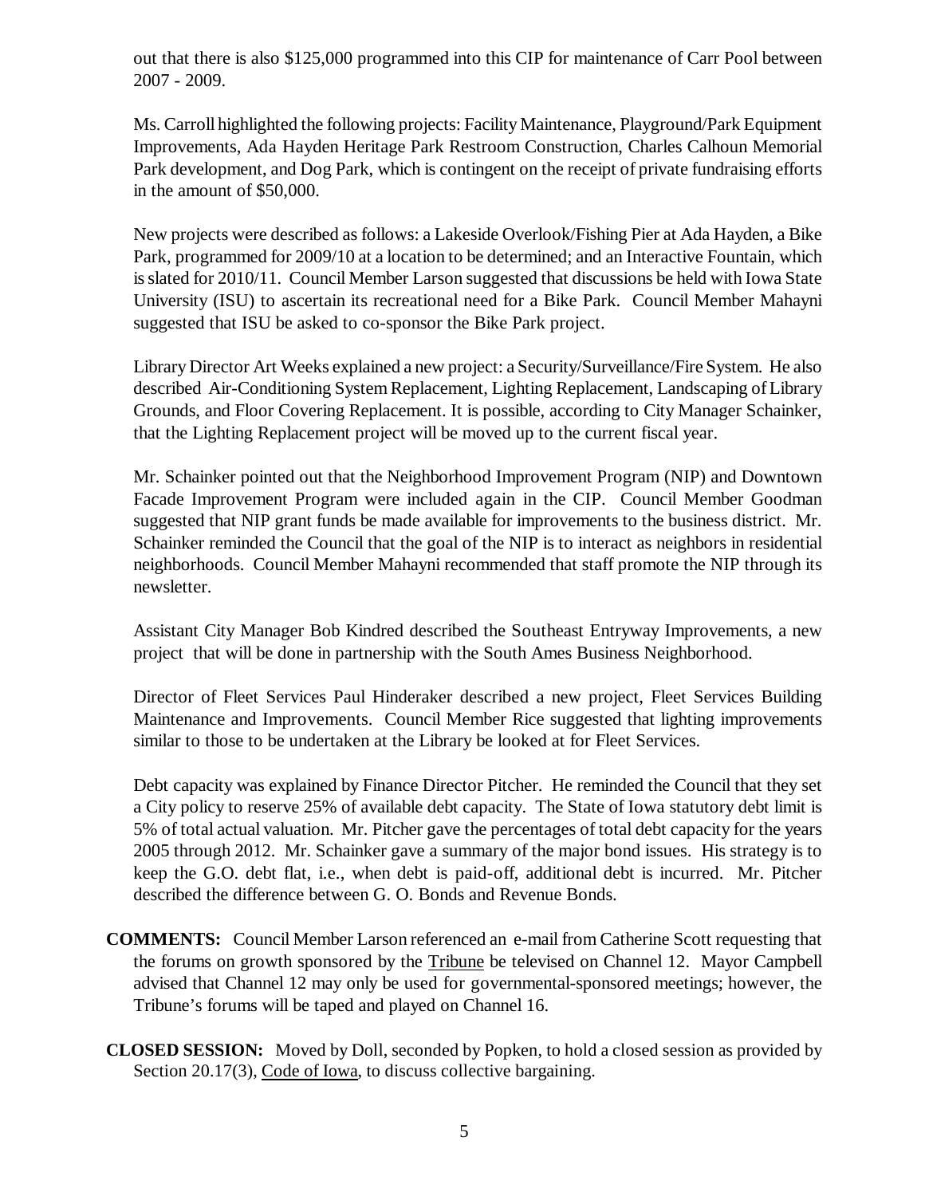out that there is also $125,000 programmed into this CIP for maintenance of Carr Pool between 2007 - 2009.

Ms. Carroll highlighted the following projects: Facility Maintenance, Playground/Park Equipment Improvements, Ada Hayden Heritage Park Restroom Construction, Charles Calhoun Memorial Park development, and Dog Park, which is contingent on the receipt of private fundraising efforts in the amount of $50,000.

New projects were described as follows: a Lakeside Overlook/Fishing Pier at Ada Hayden, a Bike Park, programmed for 2009/10 at a location to be determined; and an Interactive Fountain, which is slated for 2010/11. Council Member Larson suggested that discussions be held with Iowa State University (ISU) to ascertain its recreational need for a Bike Park. Council Member Mahayni suggested that ISU be asked to co-sponsor the Bike Park project.

Library Director Art Weeks explained a new project: a Security/Surveillance/Fire System. He also described Air-Conditioning System Replacement, Lighting Replacement, Landscaping of Library Grounds, and Floor Covering Replacement. It is possible, according to City Manager Schainker, that the Lighting Replacement project will be moved up to the current fiscal year.

Mr. Schainker pointed out that the Neighborhood Improvement Program (NIP) and Downtown Facade Improvement Program were included again in the CIP. Council Member Goodman suggested that NIP grant funds be made available for improvements to the business district. Mr. Schainker reminded the Council that the goal of the NIP is to interact as neighbors in residential neighborhoods. Council Member Mahayni recommended that staff promote the NIP through its newsletter.

Assistant City Manager Bob Kindred described the Southeast Entryway Improvements, a new project that will be done in partnership with the South Ames Business Neighborhood.

Director of Fleet Services Paul Hinderaker described a new project, Fleet Services Building Maintenance and Improvements. Council Member Rice suggested that lighting improvements similar to those to be undertaken at the Library be looked at for Fleet Services.

Debt capacity was explained by Finance Director Pitcher. He reminded the Council that they set a City policy to reserve 25% of available debt capacity. The State of Iowa statutory debt limit is 5% of total actual valuation. Mr. Pitcher gave the percentages of total debt capacity for the years 2005 through 2012. Mr. Schainker gave a summary of the major bond issues. His strategy is to keep the G.O. debt flat, i.e., when debt is paid-off, additional debt is incurred. Mr. Pitcher described the difference between G. O. Bonds and Revenue Bonds.

**COMMENTS:** Council Member Larson referenced an e-mail from Catherine Scott requesting that the forums on growth sponsored by the Tribune be televised on Channel 12. Mayor Campbell advised that Channel 12 may only be used for governmental-sponsored meetings; however, the Tribune's forums will be taped and played on Channel 16.

**CLOSED SESSION:** Moved by Doll, seconded by Popken, to hold a closed session as provided by Section 20.17(3), Code of Iowa, to discuss collective bargaining.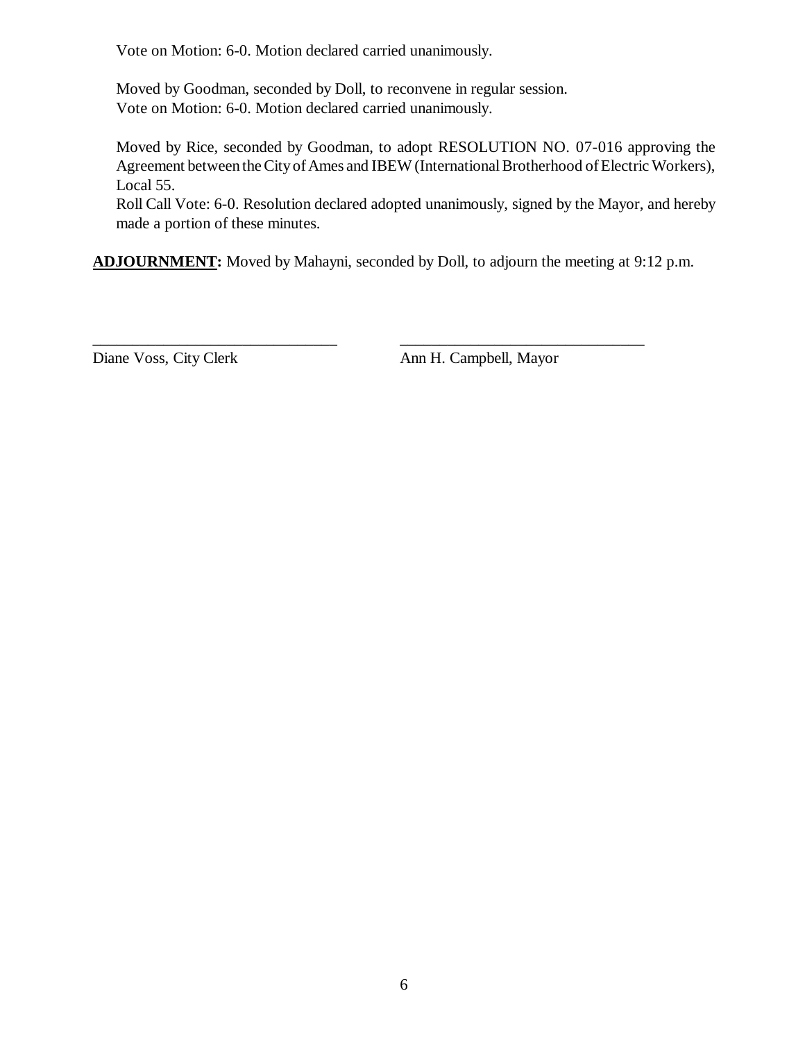Vote on Motion: 6-0. Motion declared carried unanimously.

Moved by Goodman, seconded by Doll, to reconvene in regular session.
Vote on Motion: 6-0. Motion declared carried unanimously.

Moved by Rice, seconded by Goodman, to adopt RESOLUTION NO. 07-016 approving the Agreement between the City of Ames and IBEW (International Brotherhood of Electric Workers), Local 55.
Roll Call Vote: 6-0. Resolution declared adopted unanimously, signed by the Mayor, and hereby made a portion of these minutes.

**ADJOURNMENT:** Moved by Mahayni, seconded by Doll, to adjourn the meeting at 9:12 p.m.

\_\_\_\_\_\_\_\_\_\_\_\_\_\_\_\_\_\_\_\_\_\_\_\_\_\_\_\_\_\_\_\_\_ \_\_\_\_\_\_\_\_\_\_\_\_\_\_\_\_\_\_\_\_\_\_\_\_\_\_\_\_\_\_\_\_\_

Diane Voss, City Clerk Ann H. Campbell, Mayor